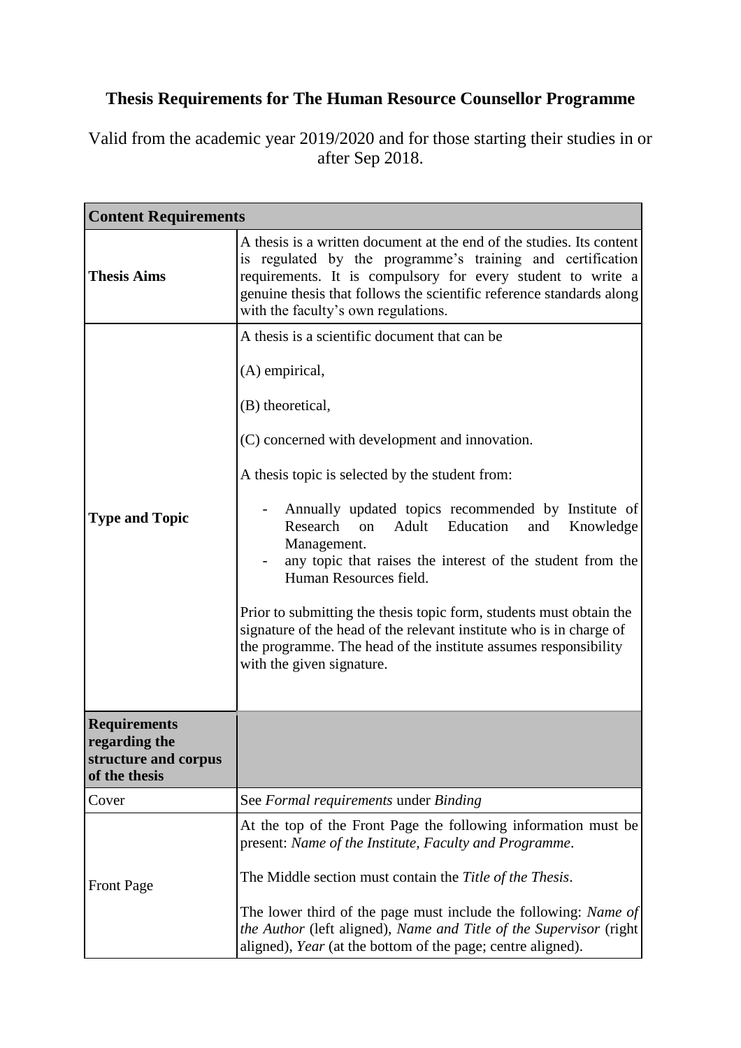# Thesis Requirements for The Human Resource Counsellor Programme

Valid from the academic year 2019/2020 and for those starting their studies in or after Sep 2018.

| **Content Requirements** | |
|---|---|
| **Thesis Aims** | A thesis is a written document at the end of the studies. Its content is regulated by the programme's training and certification requirements. It is compulsory for every student to write a genuine thesis that follows the scientific reference standards along with the faculty's own regulations. |
| **Type and Topic** | A thesis is a scientific document that can be<br><br>(A) empirical,<br><br>(B) theoretical,<br><br>(C) concerned with development and innovation.<br><br>A thesis topic is selected by the student from:<br><br>- Annually updated topics recommended by Institute of Research on Adult Education and Knowledge Management.<br>- any topic that raises the interest of the student from the Human Resources field.<br><br>Prior to submitting the thesis topic form, students must obtain the signature of the head of the relevant institute who is in charge of the programme. The head of the institute assumes responsibility with the given signature. |
| **Requirements regarding the structure and corpus of the thesis** | |
| Cover | See *Formal requirements* under *Binding* |
| Front Page | At the top of the Front Page the following information must be present: *Name of the Institute, Faculty and Programme*.<br><br>The Middle section must contain the *Title of the Thesis*.<br><br>The lower third of the page must include the following: *Name of the Author* (left aligned), *Name and Title of the Supervisor* (right aligned), *Year* (at the bottom of the page; centre aligned). |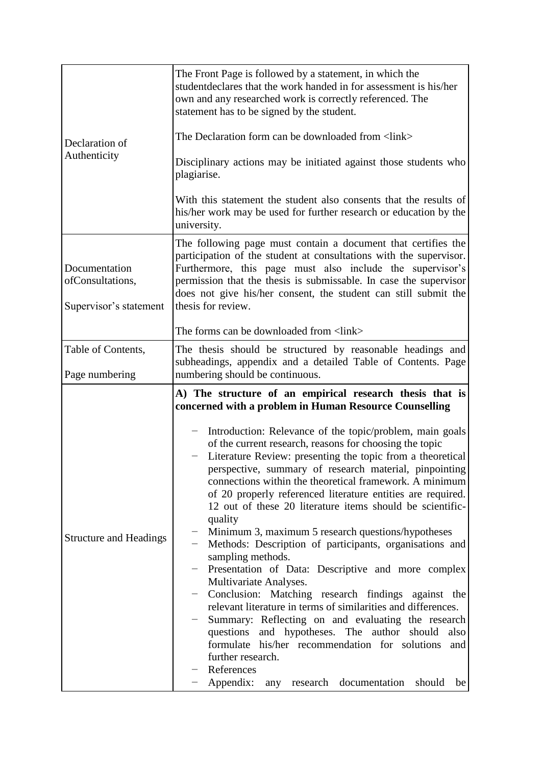| | |
|---|---|
| Declaration of Authenticity | The Front Page is followed by a statement, in which the studentdeclares that the work handed in for assessment is his/her own and any researched work is correctly referenced. The statement has to be signed by the student.<br><br>The Declaration form can be downloaded from <link><br><br>Disciplinary actions may be initiated against those students who plagiarise.<br><br>With this statement the student also consents that the results of his/her work may be used for further research or education by the university. |
| Documentation ofConsultations,<br><br>Supervisor's statement | The following page must contain a document that certifies the participation of the student at consultations with the supervisor. Furthermore, this page must also include the supervisor's permission that the thesis is submissable. In case the supervisor does not give his/her consent, the student can still submit the thesis for review.<br><br>The forms can be downloaded from <link> |
| Table of Contents,<br><br>Page numbering | The thesis should be structured by reasonable headings and subheadings, appendix and a detailed Table of Contents. Page numbering should be continuous. |
| Structure and Headings | **A) The structure of an empirical research thesis that is concerned with a problem in Human Resource Counselling**<br><br>− Introduction: Relevance of the topic/problem, main goals of the current research, reasons for choosing the topic<br>− Literature Review: presenting the topic from a theoretical perspective, summary of research material, pinpointing connections within the theoretical framework. A minimum of 20 properly referenced literature entities are required. 12 out of these 20 literature items should be scientific-quality<br>− Minimum 3, maximum 5 research questions/hypotheses<br>− Methods: Description of participants, organisations and sampling methods.<br>− Presentation of Data: Descriptive and more complex Multivariate Analyses.<br>− Conclusion: Matching research findings against the relevant literature in terms of similarities and differences.<br>− Summary: Reflecting on and evaluating the research questions and hypotheses. The author should also formulate his/her recommendation for solutions and further research.<br>− References<br>− Appendix: any research documentation should be |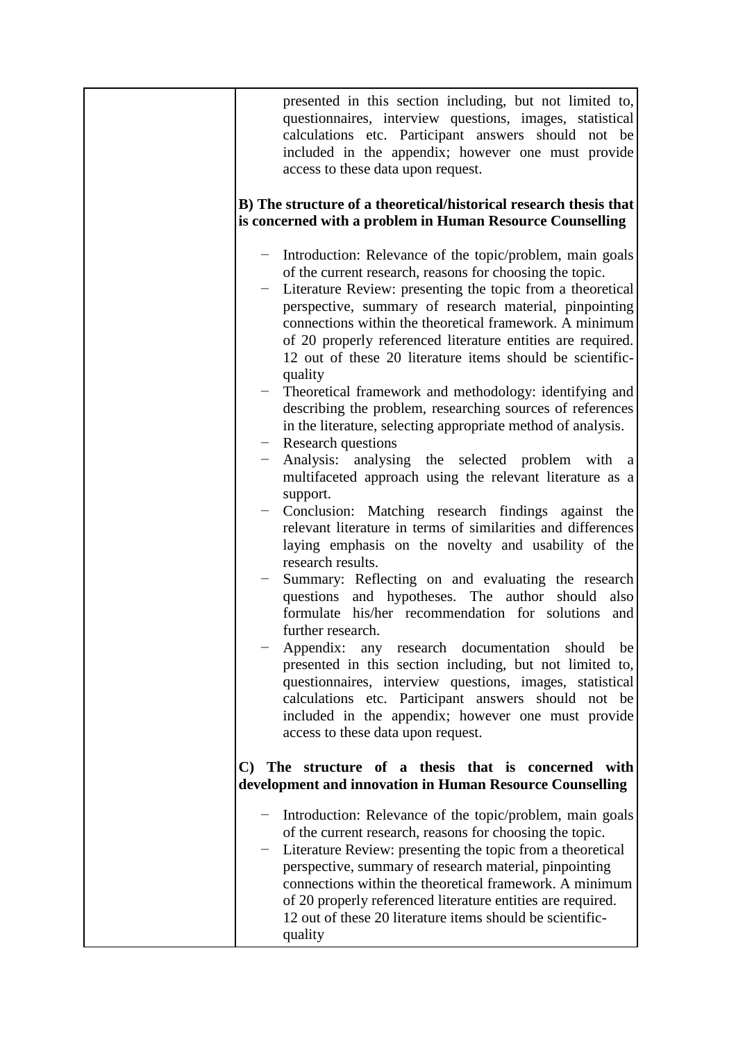| | presented in this section including, but not limited to, questionnaires, interview questions, images, statistical calculations etc. Participant answers should not be included in the appendix; however one must provide access to these data upon request.<br><br>**B) The structure of a theoretical/historical research thesis that is concerned with a problem in Human Resource Counselling**<br><br>− Introduction: Relevance of the topic/problem, main goals of the current research, reasons for choosing the topic.<br>− Literature Review: presenting the topic from a theoretical perspective, summary of research material, pinpointing connections within the theoretical framework. A minimum of 20 properly referenced literature entities are required. 12 out of these 20 literature items should be scientific-quality<br>− Theoretical framework and methodology: identifying and describing the problem, researching sources of references in the literature, selecting appropriate method of analysis.<br>− Research questions<br>− Analysis: analysing the selected problem with a multifaceted approach using the relevant literature as a support.<br>− Conclusion: Matching research findings against the relevant literature in terms of similarities and differences laying emphasis on the novelty and usability of the research results.<br>− Summary: Reflecting on and evaluating the research questions and hypotheses. The author should also formulate his/her recommendation for solutions and further research.<br>− Appendix: any research documentation should be presented in this section including, but not limited to, questionnaires, interview questions, images, statistical calculations etc. Participant answers should not be included in the appendix; however one must provide access to these data upon request.<br><br>**C) The structure of a thesis that is concerned with development and innovation in Human Resource Counselling**<br><br>− Introduction: Relevance of the topic/problem, main goals of the current research, reasons for choosing the topic.<br>− Literature Review: presenting the topic from a theoretical perspective, summary of research material, pinpointing connections within the theoretical framework. A minimum of 20 properly referenced literature entities are required. 12 out of these 20 literature items should be scientific-quality |
|---|---|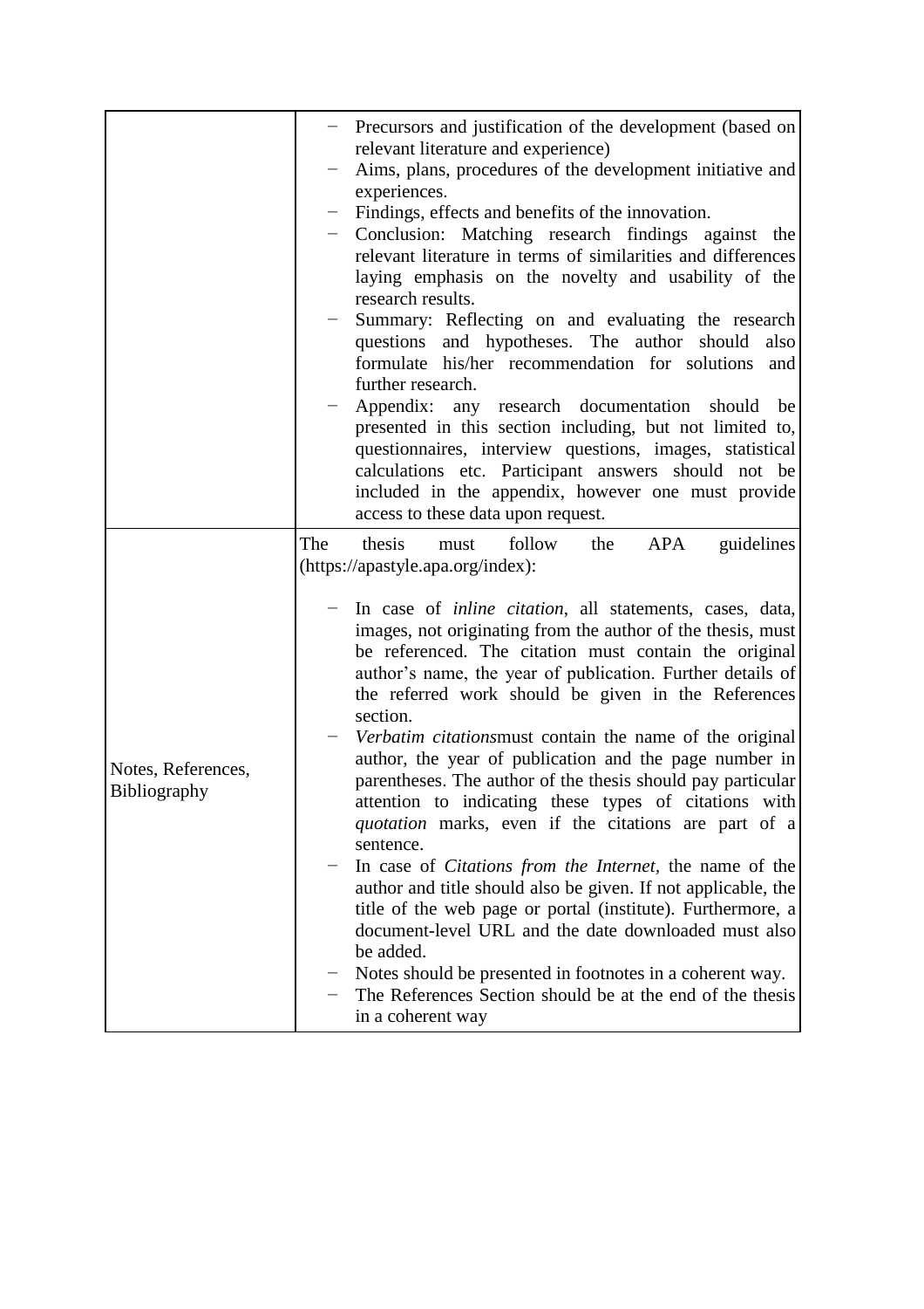| | |
|---|---|
| | − Precursors and justification of the development (based on relevant literature and experience)<br>− Aims, plans, procedures of the development initiative and experiences.<br>− Findings, effects and benefits of the innovation.<br>− Conclusion: Matching research findings against the relevant literature in terms of similarities and differences laying emphasis on the novelty and usability of the research results.<br>− Summary: Reflecting on and evaluating the research questions and hypotheses. The author should also formulate his/her recommendation for solutions and further research.<br>− Appendix: any research documentation should be presented in this section including, but not limited to, questionnaires, interview questions, images, statistical calculations etc. Participant answers should not be included in the appendix, however one must provide access to these data upon request. |
| Notes, References, Bibliography | The thesis must follow the APA guidelines (https://apastyle.apa.org/index):<br><br>− In case of *inline citation*, all statements, cases, data, images, not originating from the author of the thesis, must be referenced. The citation must contain the original author's name, the year of publication. Further details of the referred work should be given in the References section.<br>− *Verbatim citations*must contain the name of the original author, the year of publication and the page number in parentheses. The author of the thesis should pay particular attention to indicating these types of citations with *quotation* marks, even if the citations are part of a sentence.<br>− In case of *Citations from the Internet*, the name of the author and title should also be given. If not applicable, the title of the web page or portal (institute). Furthermore, a document-level URL and the date downloaded must also be added.<br>− Notes should be presented in footnotes in a coherent way.<br>− The References Section should be at the end of the thesis in a coherent way |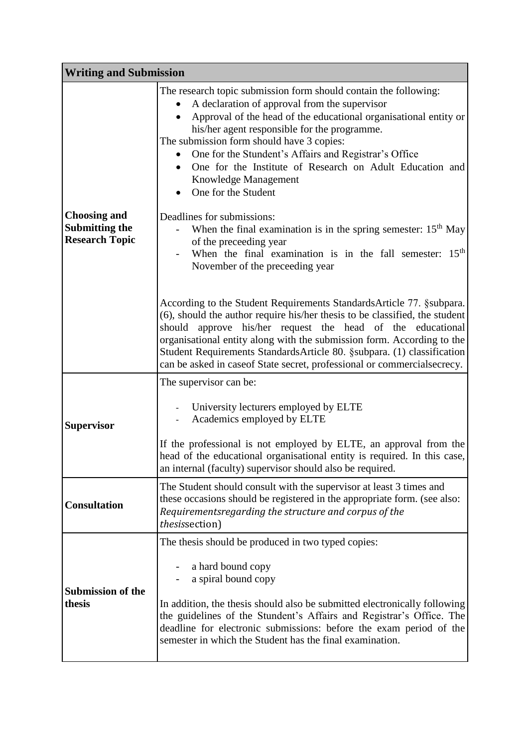| Writing and Submission | |
|---|---|
| **Choosing and Submitting the Research Topic** | The research topic submission form should contain the following:<br>• A declaration of approval from the supervisor<br>• Approval of the head of the educational organisational entity or his/her agent responsible for the programme.<br>The submission form should have 3 copies:<br>• One for the Stundent's Affairs and Registrar's Office<br>• One for the Institute of Research on Adult Education and Knowledge Management<br>• One for the Student<br><br>Deadlines for submissions:<br>- When the final examination is in the spring semester: 15th May of the preceeding year<br>- When the final examination is in the fall semester: 15th November of the preceeding year<br><br>According to the Student Requirements StandardsArticle 77. §subpara. (6), should the author require his/her thesis to be classified, the student should approve his/her request the head of the educational organisational entity along with the submission form. According to the Student Requirements StandardsArticle 80. §subpara. (1) classification can be asked in caseof State secret, professional or commercialsecrecy. |
| **Supervisor** | The supervisor can be:<br><br>- University lecturers employed by ELTE<br>- Academics employed by ELTE<br><br>If the professional is not employed by ELTE, an approval from the head of the educational organisational entity is required. In this case, an internal (faculty) supervisor should also be required. |
| **Consultation** | The Student should consult with the supervisor at least 3 times and these occasions should be registered in the appropriate form. (see also: *Requirementsregarding the structure and corpus of the thesis*section) |
| **Submission of the thesis** | The thesis should be produced in two typed copies:<br><br>- a hard bound copy<br>- a spiral bound copy<br><br>In addition, the thesis should also be submitted electronically following the guidelines of the Stundent's Affairs and Registrar's Office. The deadline for electronic submissions: before the exam period of the semester in which the Student has the final examination. |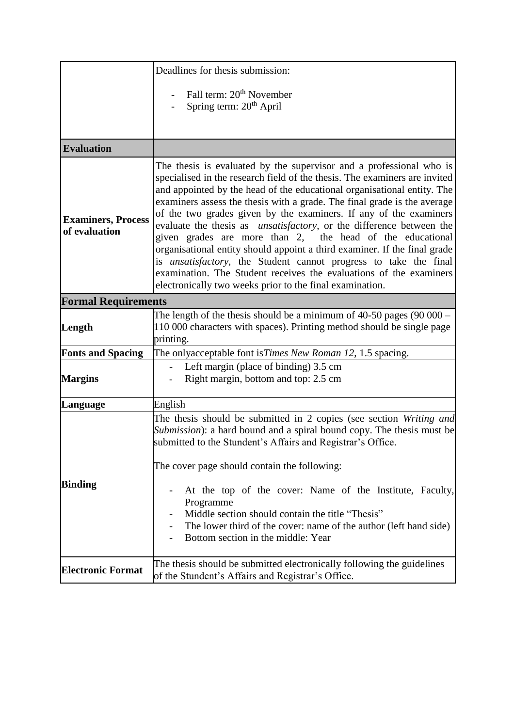| | |
|---|---|
| | Deadlines for thesis submission:<br><br>- Fall term: 20th November<br>- Spring term: 20th April |
| **Evaluation** | |
| **Examiners, Process of evaluation** | The thesis is evaluated by the supervisor and a professional who is specialised in the research field of the thesis. The examiners are invited and appointed by the head of the educational organisational entity. The examiners assess the thesis with a grade. The final grade is the average of the two grades given by the examiners. If any of the examiners evaluate the thesis as *unsatisfactory*, or the difference between the given grades are more than 2, the head of the educational organisational entity should appoint a third examiner. If the final grade is *unsatisfactory*, the Student cannot progress to take the final examination. The Student receives the evaluations of the examiners electronically two weeks prior to the final examination. |
| **Formal Requirements** | |
| **Length** | The length of the thesis should be a minimum of 40-50 pages (90 000 – 110 000 characters with spaces). Printing method should be single page printing. |
| **Fonts and Spacing** | The onlyacceptable font is*Times New Roman 12*, 1.5 spacing. |
| **Margins** | - Left margin (place of binding) 3.5 cm<br>- Right margin, bottom and top: 2.5 cm |
| **Language** | English |
| **Binding** | The thesis should be submitted in 2 copies (see section *Writing and Submission*): a hard bound and a spiral bound copy. The thesis must be submitted to the Stundent's Affairs and Registrar's Office.<br><br>The cover page should contain the following:<br><br>- At the top of the cover: Name of the Institute, Faculty, Programme<br>- Middle section should contain the title "Thesis"<br>- The lower third of the cover: name of the author (left hand side)<br>- Bottom section in the middle: Year |
| **Electronic Format** | The thesis should be submitted electronically following the guidelines of the Stundent's Affairs and Registrar's Office. |